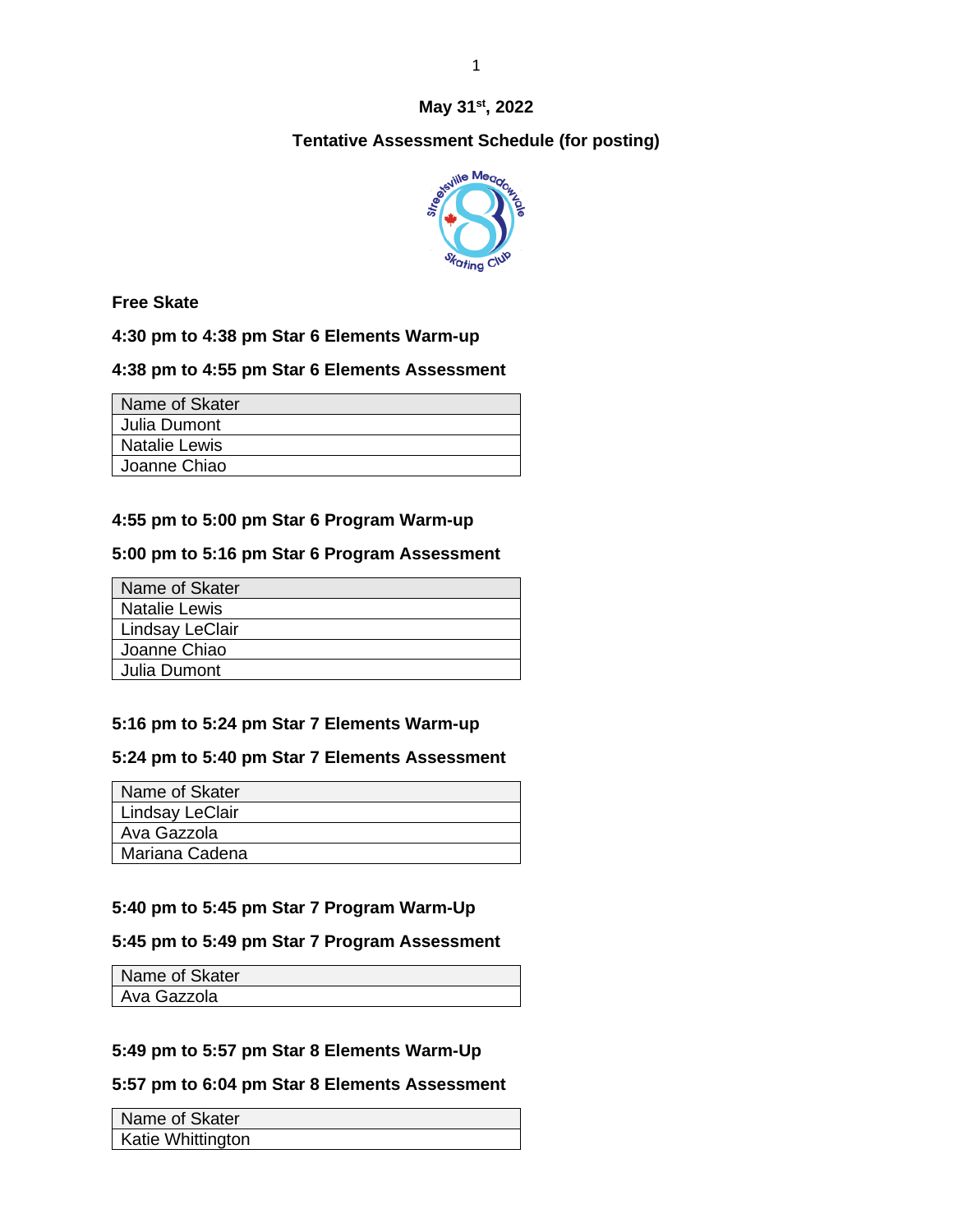**May 31st, 2022**

**Tentative Assessment Schedule (for posting)**

**Free Skate**

**4:30 pm to 4:38 pm Star 6 Elements Warm-up**

**4:38 pm to 4:55 pm Star 6 Elements Assessment**

| Name of Skater |
|---|
| Julia Dumont |
| Natalie Lewis |
| Joanne Chiao |

**4:55 pm to 5:00 pm Star 6 Program Warm-up**

**5:00 pm to 5:16 pm Star 6 Program Assessment**

| Name of Skater |
|---|
| Natalie Lewis |
| Lindsay LeClair |
| Joanne Chiao |
| Julia Dumont |

**5:16 pm to 5:24 pm Star 7 Elements Warm-up**

**5:24 pm to 5:40 pm Star 7 Elements Assessment**

| Name of Skater |
|---|
| Lindsay LeClair |
| Ava Gazzola |
| Mariana Cadena |

**5:40 pm to 5:45 pm Star 7 Program Warm-Up**

**5:45 pm to 5:49 pm Star 7 Program Assessment**

| Name of Skater |
|---|
| Ava Gazzola |

**5:49 pm to 5:57 pm Star 8 Elements Warm-Up**

**5:57 pm to 6:04 pm Star 8 Elements Assessment**

| Name of Skater |
|---|
| Katie Whittington |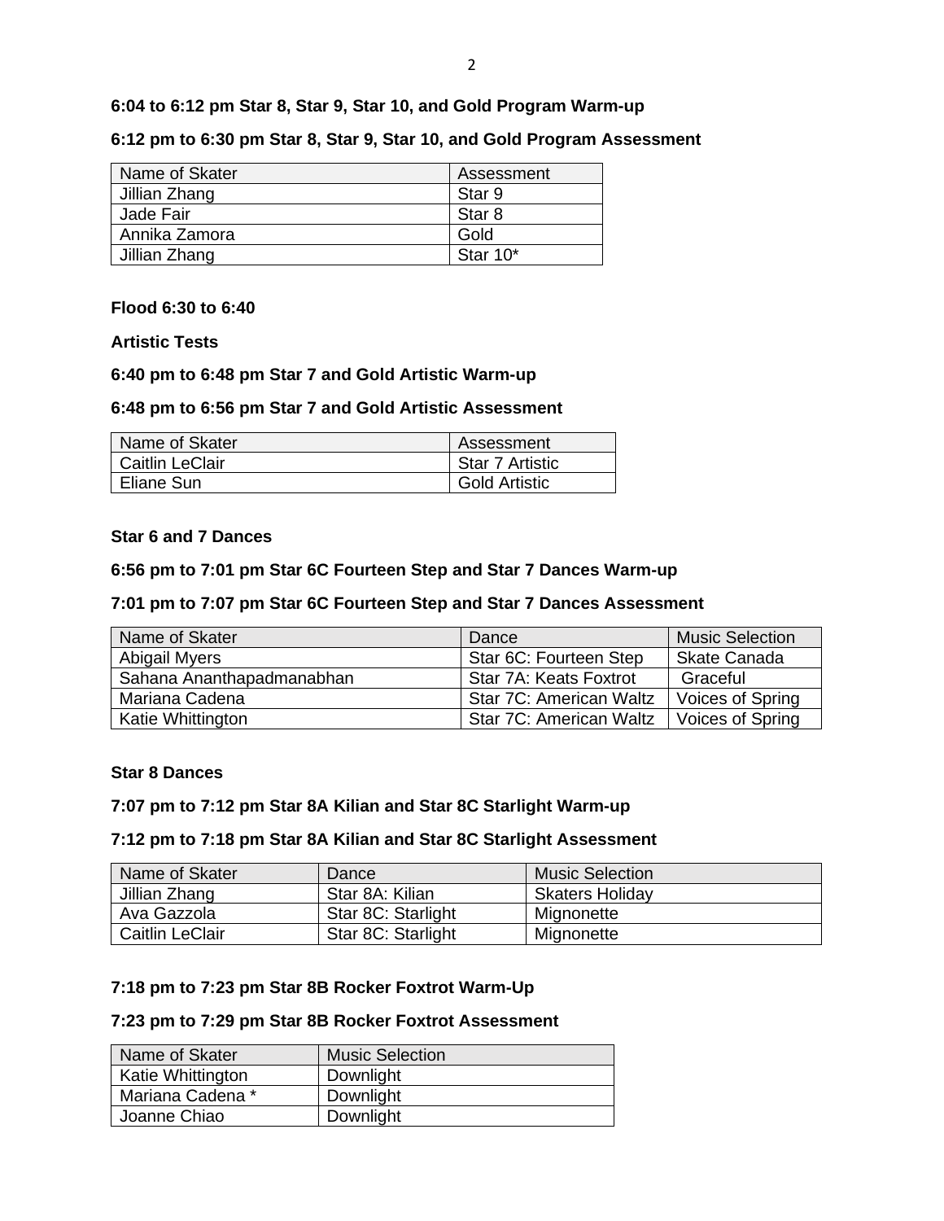**6:04 to 6:12 pm Star 8, Star 9, Star 10, and Gold Program Warm-up**

**6:12 pm to 6:30 pm Star 8, Star 9, Star 10, and Gold Program Assessment**

| Name of Skater | Assessment |
|---|---|
| Jillian Zhang | Star 9 |
| Jade Fair | Star 8 |
| Annika Zamora | Gold |
| Jillian Zhang | Star 10* |

**Flood 6:30 to 6:40**

**Artistic Tests**

**6:40 pm to 6:48 pm Star 7 and Gold Artistic Warm-up**

**6:48 pm to 6:56 pm Star 7 and Gold Artistic Assessment**

| Name of Skater | Assessment |
|---|---|
| Caitlin LeClair | Star 7 Artistic |
| Eliane Sun | Gold Artistic |

**Star 6 and 7 Dances**

**6:56 pm to 7:01 pm Star 6C Fourteen Step and Star 7 Dances Warm-up**

**7:01 pm to 7:07 pm Star 6C Fourteen Step and Star 7 Dances Assessment**

| Name of Skater | Dance | Music Selection |
|---|---|---|
| Abigail Myers | Star 6C: Fourteen Step | Skate Canada |
| Sahana Ananthapadmanabhan | Star 7A: Keats Foxtrot | Graceful |
| Mariana Cadena | Star 7C: American Waltz | Voices of Spring |
| Katie Whittington | Star 7C: American Waltz | Voices of Spring |

**Star 8 Dances**

**7:07 pm to 7:12 pm Star 8A Kilian and Star 8C Starlight Warm-up**

**7:12 pm to 7:18 pm Star 8A Kilian and Star 8C Starlight Assessment**

| Name of Skater | Dance | Music Selection |
|---|---|---|
| Jillian Zhang | Star 8A: Kilian | Skaters Holiday |
| Ava Gazzola | Star 8C: Starlight | Mignonette |
| Caitlin LeClair | Star 8C: Starlight | Mignonette |

**7:18 pm to 7:23 pm Star 8B Rocker Foxtrot Warm-Up**

**7:23 pm to 7:29 pm Star 8B Rocker Foxtrot Assessment**

| Name of Skater | Music Selection |
|---|---|
| Katie Whittington | Downlight |
| Mariana Cadena * | Downlight |
| Joanne Chiao | Downlight |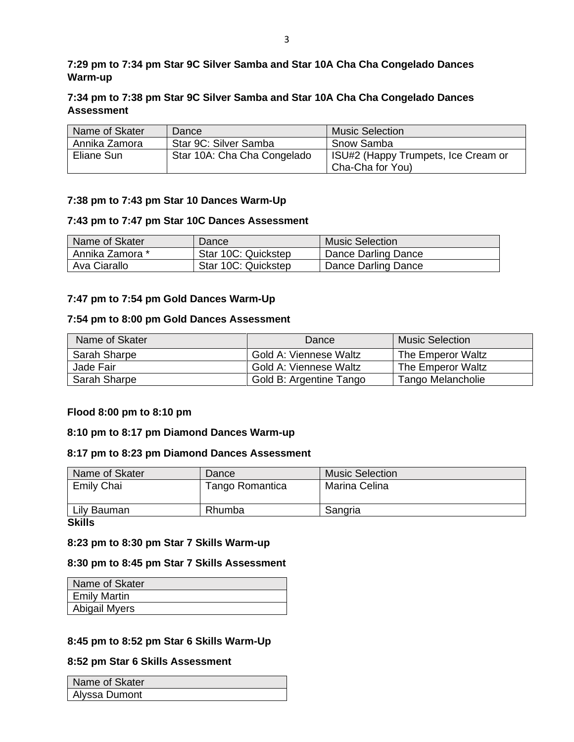**7:29 pm to 7:34 pm Star 9C Silver Samba and Star 10A Cha Cha Congelado Dances Warm-up**

**7:34 pm to 7:38 pm Star 9C Silver Samba and Star 10A Cha Cha Congelado Dances Assessment**

| Name of Skater | Dance | Music Selection |
| --- | --- | --- |
| Annika Zamora | Star 9C: Silver Samba | Snow Samba |
| Eliane Sun | Star 10A: Cha Cha Congelado | ISU#2 (Happy Trumpets, Ice Cream or Cha-Cha for You) |

**7:38 pm to 7:43 pm Star 10 Dances Warm-Up**

**7:43 pm to 7:47 pm Star 10C Dances Assessment**

| Name of Skater | Dance | Music Selection |
| --- | --- | --- |
| Annika Zamora * | Star 10C: Quickstep | Dance Darling Dance |
| Ava Ciarallo | Star 10C: Quickstep | Dance Darling Dance |

**7:47 pm to 7:54 pm Gold Dances Warm-Up**

**7:54 pm to 8:00 pm Gold Dances Assessment**

| Name of Skater | Dance | Music Selection |
| --- | --- | --- |
| Sarah Sharpe | Gold A: Viennese Waltz | The Emperor Waltz |
| Jade Fair | Gold A: Viennese Waltz | The Emperor Waltz |
| Sarah Sharpe | Gold B: Argentine Tango | Tango Melancholie |

**Flood 8:00 pm to 8:10 pm**

**8:10 pm to 8:17 pm Diamond Dances Warm-up**

**8:17 pm to 8:23 pm Diamond Dances Assessment**

| Name of Skater | Dance | Music Selection |
| --- | --- | --- |
| Emily Chai | Tango Romantica | Marina Celina |
| Lily Bauman | Rhumba | Sangria |

**Skills**

**8:23 pm to 8:30 pm Star 7 Skills Warm-up**

**8:30 pm to 8:45 pm Star 7 Skills Assessment**

| Name of Skater |
| --- |
| Emily Martin |
| Abigail Myers |

**8:45 pm to 8:52 pm Star 6 Skills Warm-Up**

**8:52 pm Star 6 Skills Assessment**

| Name of Skater |
| --- |
| Alyssa Dumont |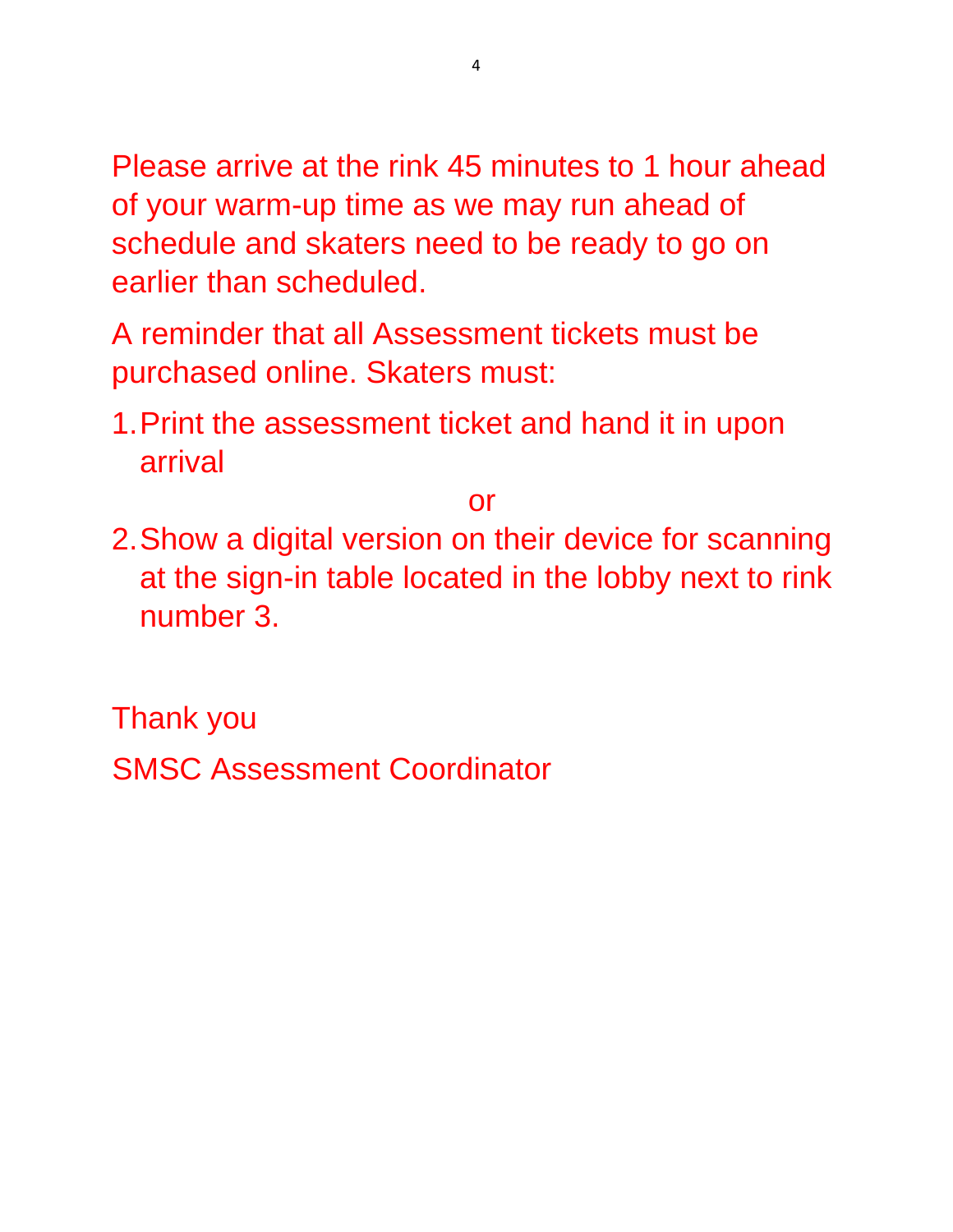Please arrive at the rink 45 minutes to 1 hour ahead of your warm-up time as we may run ahead of schedule and skaters need to be ready to go on earlier than scheduled.

A reminder that all Assessment tickets must be purchased online. Skaters must:

1. Print the assessment ticket and hand it in upon arrival

or

2. Show a digital version on their device for scanning at the sign-in table located in the lobby next to rink number 3.

Thank you

SMSC Assessment Coordinator